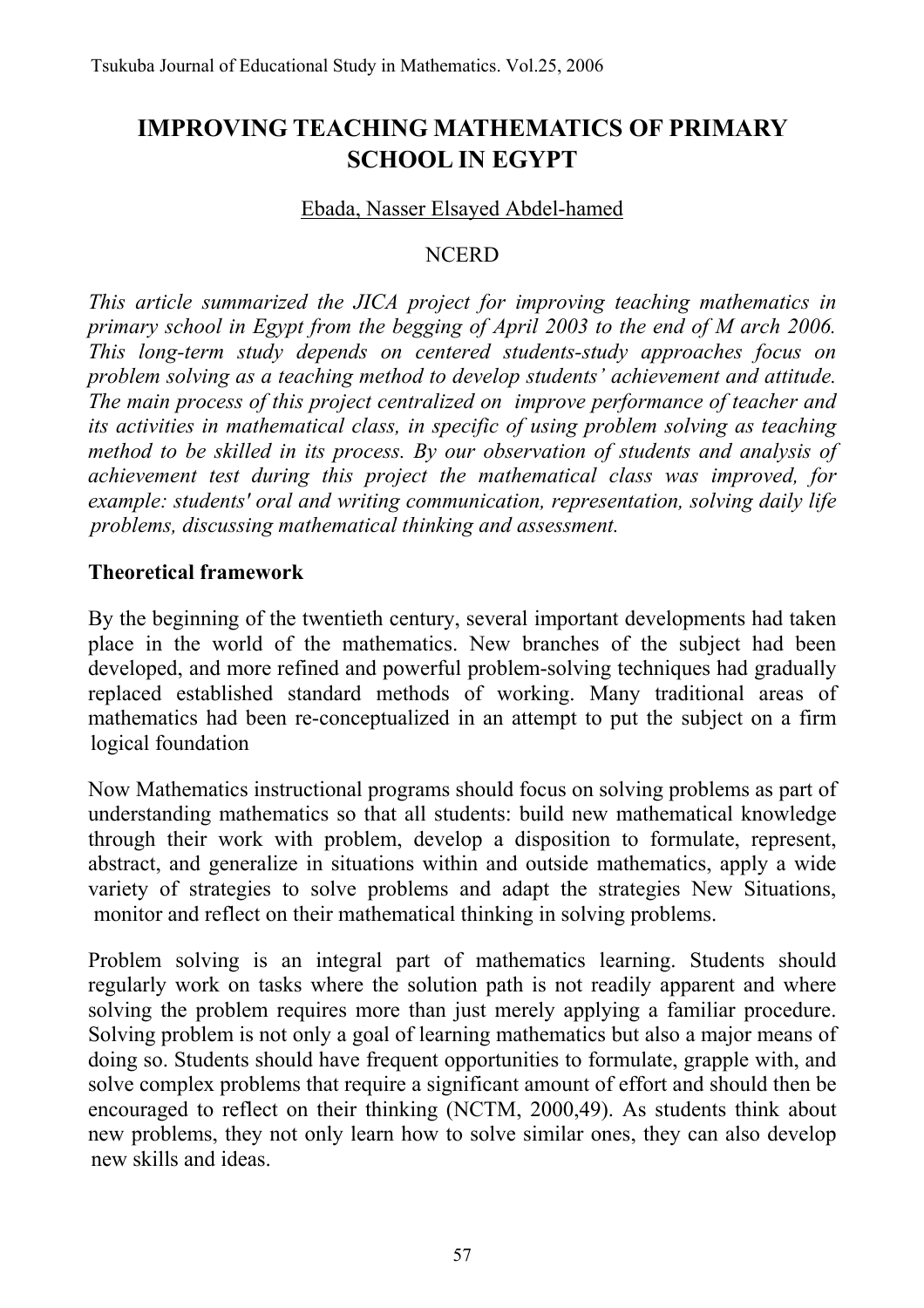# IMPROVING TEACHING MATHEMATICS OF PRIMARY SCHOOL IN EGYPT

Ebada, Nasser Elsayed Abdel-hamed

NCERD

*This article summarized the JICA project for improving teaching mathematics in primary school in Egypt from the begging of April 2003 to the end of M arch 2006. This long-term study depends on centered students-study approaches focus on problem solving as a teaching method to develop students' achievement and attitude. The main process of this project centralized on improve performance of teacher and its activities in mathematical class, in specific of using problem solving as teaching method to be skilled in its process. By our observation of students and analysis of achievement test during this project the mathematical class was improved, for example: students' oral and writing communication, representation, solving daily life problems, discussing mathematical thinking and assessment.*

## Theoretical framework

By the beginning of the twentieth century, several important developments had taken place in the world of the mathematics. New branches of the subject had been developed, and more refined and powerful problem-solving techniques had gradually replaced established standard methods of working. Many traditional areas of mathematics had been re-conceptualized in an attempt to put the subject on a firm logical foundation

Now Mathematics instructional programs should focus on solving problems as part of understanding mathematics so that all students: build new mathematical knowledge through their work with problem, develop a disposition to formulate, represent, abstract, and generalize in situations within and outside mathematics, apply a wide variety of strategies to solve problems and adapt the strategies New Situations, monitor and reflect on their mathematical thinking in solving problems.

Problem solving is an integral part of mathematics learning. Students should regularly work on tasks where the solution path is not readily apparent and where solving the problem requires more than just merely applying a familiar procedure. Solving problem is not only a goal of learning mathematics but also a major means of doing so. Students should have frequent opportunities to formulate, grapple with, and solve complex problems that require a significant amount of effort and should then be encouraged to reflect on their thinking (NCTM, 2000,49). As students think about new problems, they not only learn how to solve similar ones, they can also develop new skills and ideas.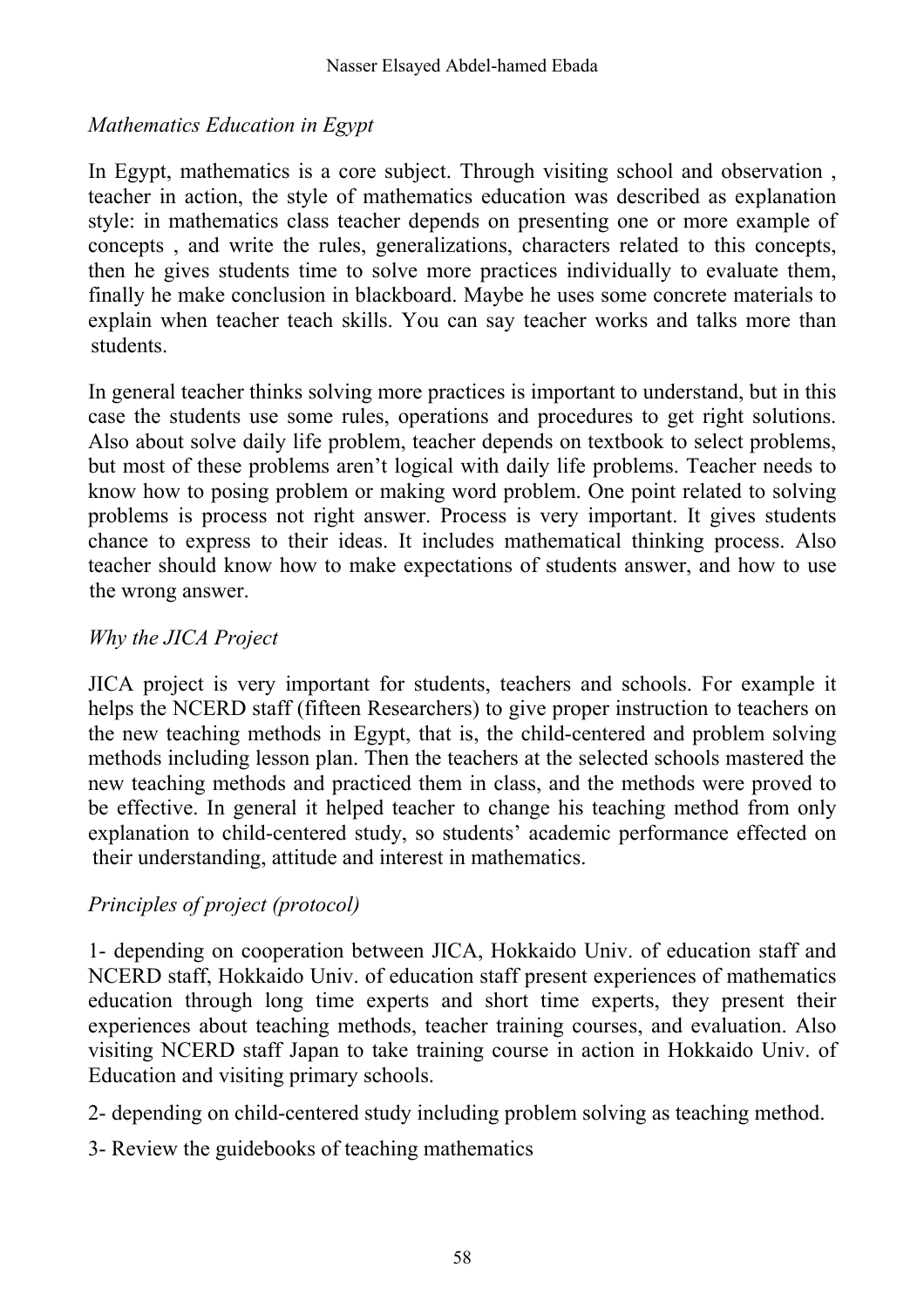*Mathematics Education in Egypt*

In Egypt, mathematics is a core subject. Through visiting school and observation , teacher in action, the style of mathematics education was described as explanation style: in mathematics class teacher depends on presenting one or more example of concepts , and write the rules, generalizations, characters related to this concepts, then he gives students time to solve more practices individually to evaluate them, finally he make conclusion in blackboard. Maybe he uses some concrete materials to explain when teacher teach skills. You can say teacher works and talks more than students.

In general teacher thinks solving more practices is important to understand, but in this case the students use some rules, operations and procedures to get right solutions. Also about solve daily life problem, teacher depends on textbook to select problems, but most of these problems aren't logical with daily life problems. Teacher needs to know how to posing problem or making word problem. One point related to solving problems is process not right answer. Process is very important. It gives students chance to express to their ideas. It includes mathematical thinking process. Also teacher should know how to make expectations of students answer, and how to use the wrong answer.

*Why the JICA Project*

JICA project is very important for students, teachers and schools. For example it helps the NCERD staff (fifteen Researchers) to give proper instruction to teachers on the new teaching methods in Egypt, that is, the child-centered and problem solving methods including lesson plan. Then the teachers at the selected schools mastered the new teaching methods and practiced them in class, and the methods were proved to be effective. In general it helped teacher to change his teaching method from only explanation to child-centered study, so students' academic performance effected on their understanding, attitude and interest in mathematics.

*Principles of project (protocol)*

1- depending on cooperation between JICA, Hokkaido Univ. of education staff and NCERD staff, Hokkaido Univ. of education staff present experiences of mathematics education through long time experts and short time experts, they present their experiences about teaching methods, teacher training courses, and evaluation. Also visiting NCERD staff Japan to take training course in action in Hokkaido Univ. of Education and visiting primary schools.

2- depending on child-centered study including problem solving as teaching method.

3- Review the guidebooks of teaching mathematics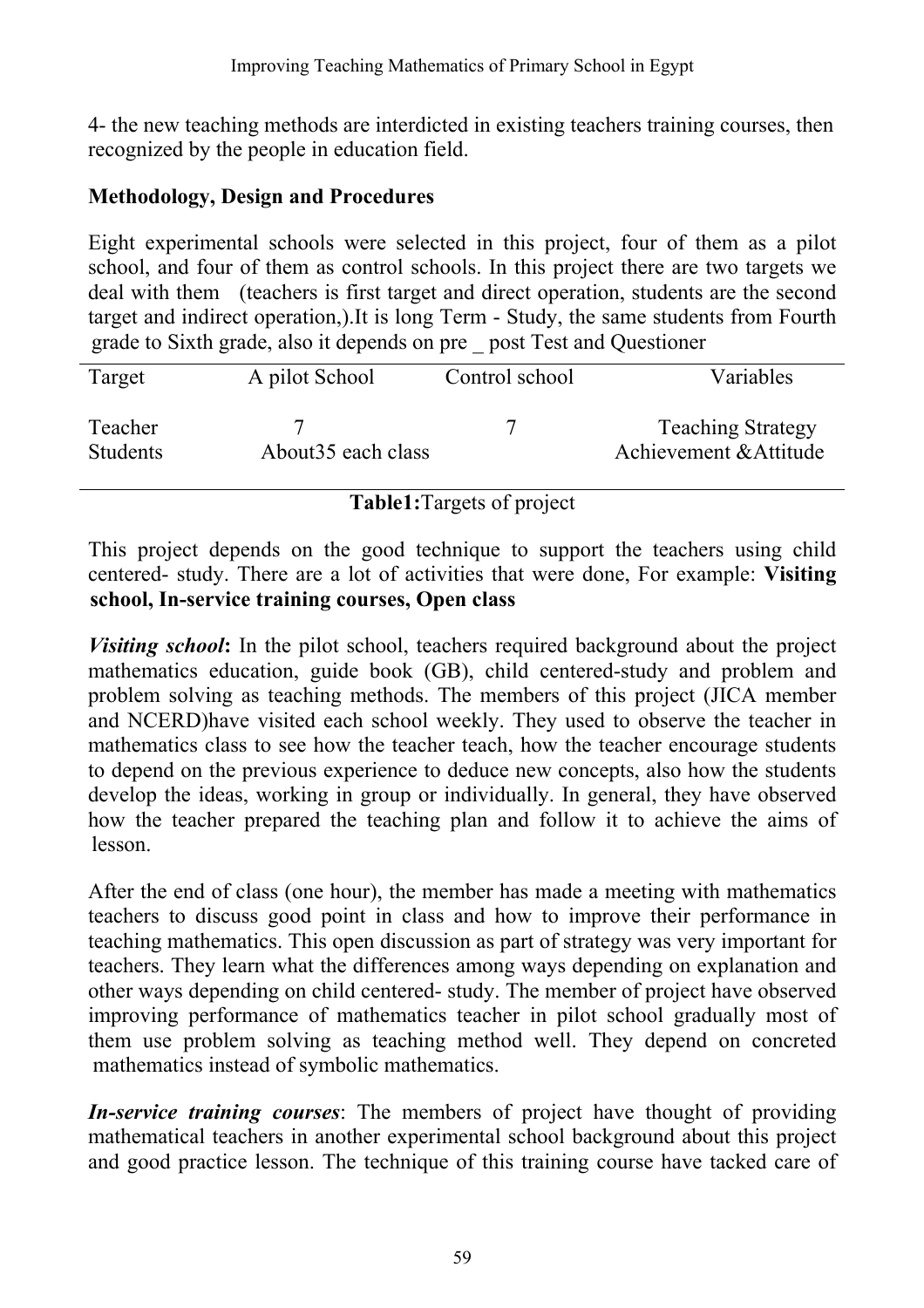4- the new teaching methods are interdicted in existing teachers training courses, then recognized by the people in education field.

**Methodology, Design and Procedures**

Eight experimental schools were selected in this project, four of them as a pilot school, and four of them as control schools. In this project there are two targets we deal with them (teachers is first target and direct operation, students are the second target and indirect operation,).It is long Term - Study, the same students from Fourth grade to Sixth grade, also it depends on pre _ post Test and Questioner

| Target | A pilot School | Control school | Variables |
|---|---|---|---|
| Teacher | 7 | 7 | Teaching Strategy |
| Students | About35 each class | | Achievement &Attitude |

**Table1:**Targets of project

This project depends on the good technique to support the teachers using child centered- study. There are a lot of activities that were done, For example: **Visiting school, In-service training courses, Open class**

***Visiting school*:** In the pilot school, teachers required background about the project mathematics education, guide book (GB), child centered-study and problem and problem solving as teaching methods. The members of this project (JICA member and NCERD)have visited each school weekly. They used to observe the teacher in mathematics class to see how the teacher teach, how the teacher encourage students to depend on the previous experience to deduce new concepts, also how the students develop the ideas, working in group or individually. In general, they have observed how the teacher prepared the teaching plan and follow it to achieve the aims of lesson.

After the end of class (one hour), the member has made a meeting with mathematics teachers to discuss good point in class and how to improve their performance in teaching mathematics. This open discussion as part of strategy was very important for teachers. They learn what the differences among ways depending on explanation and other ways depending on child centered- study. The member of project have observed improving performance of mathematics teacher in pilot school gradually most of them use problem solving as teaching method well. They depend on concreted mathematics instead of symbolic mathematics.

***In-service training courses***: The members of project have thought of providing mathematical teachers in another experimental school background about this project and good practice lesson. The technique of this training course have tacked care of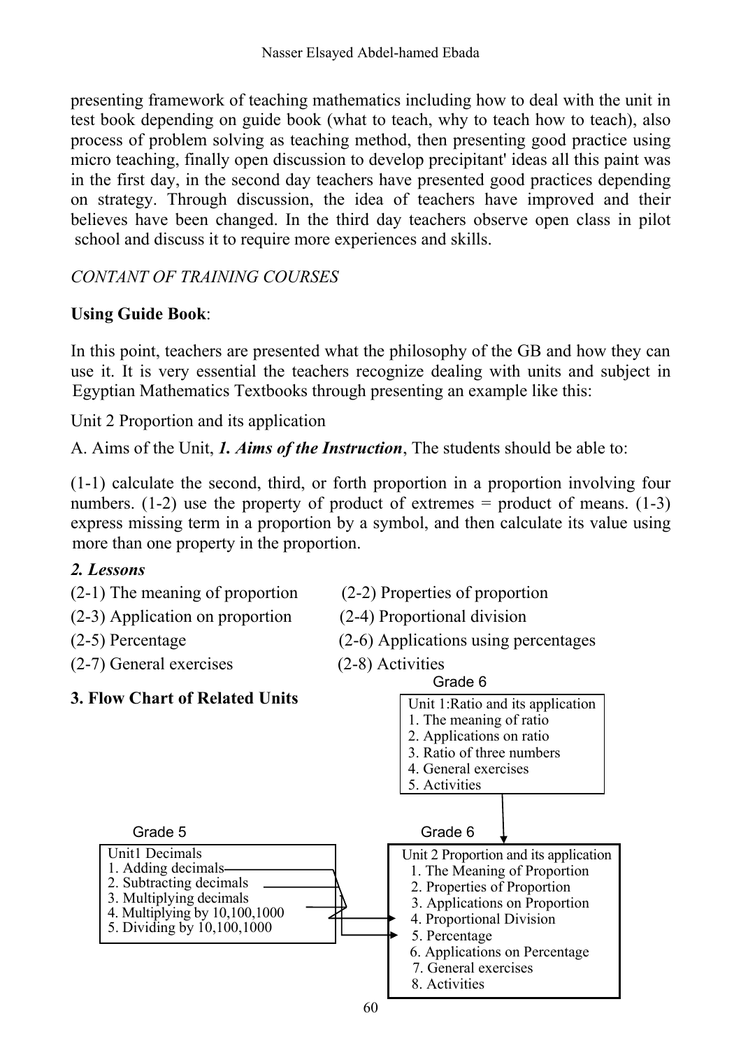presenting framework of teaching mathematics including how to deal with the unit in test book depending on guide book (what to teach, why to teach how to teach), also process of problem solving as teaching method, then presenting good practice using micro teaching, finally open discussion to develop precipitant' ideas all this paint was in the first day, in the second day teachers have presented good practices depending on strategy. Through discussion, the idea of teachers have improved and their believes have been changed. In the third day teachers observe open class in pilot school and discuss it to require more experiences and skills.

*CONTANT OF TRAINING COURSES*

**Using Guide Book**:

In this point, teachers are presented what the philosophy of the GB and how they can use it. It is very essential the teachers recognize dealing with units and subject in Egyptian Mathematics Textbooks through presenting an example like this:

Unit 2 Proportion and its application

A. Aims of the Unit, ***1. Aims of the Instruction***, The students should be able to:

(1-1) calculate the second, third, or forth proportion in a proportion involving four numbers. (1-2) use the property of product of extremes = product of means. (1-3) express missing term in a proportion by a symbol, and then calculate its value using more than one property in the proportion.

***2. Lessons***

(2-1) The meaning of proportion
(2-2) Properties of proportion
(2-3) Application on proportion
(2-4) Proportional division
(2-5) Percentage
(2-6) Applications using percentages
(2-7) General exercises
(2-8) Activities

**3. Flow Chart of Related Units**

Grade 6

Unit 1:Ratio and its application
1. The meaning of ratio
2. Applications on ratio
3. Ratio of three numbers
4. General exercises
5. Activities

Grade 5

Unit1 Decimals
1. Adding decimals
2. Subtracting decimals
3. Multiplying decimals
4. Multiplying by 10,100,1000
5. Dividing by 10,100,1000

Grade 6

Unit 2 Proportion and its application
1. The Meaning of Proportion
2. Properties of Proportion
3. Applications on Proportion
4. Proportional Division
5. Percentage
6. Applications on Percentage
7. General exercises
8. Activities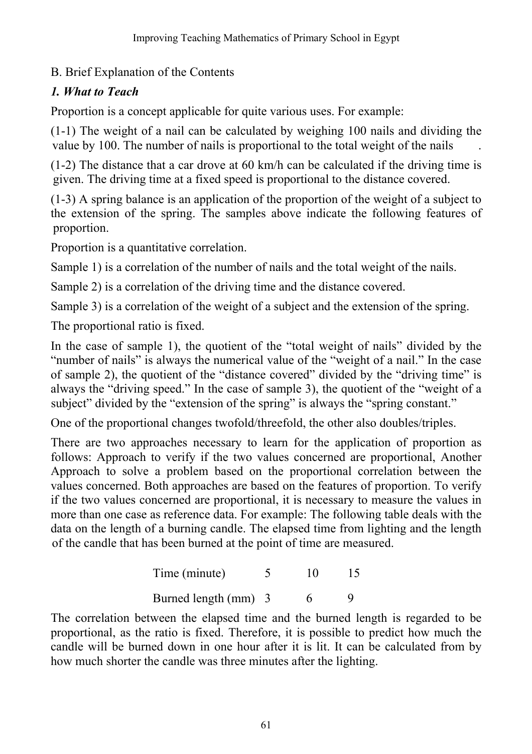B. Brief Explanation of the Contents

### *1. What to Teach*

Proportion is a concept applicable for quite various uses. For example:

(1-1) The weight of a nail can be calculated by weighing 100 nails and dividing the value by 100. The number of nails is proportional to the total weight of the nails .

(1-2) The distance that a car drove at 60 km/h can be calculated if the driving time is given. The driving time at a fixed speed is proportional to the distance covered.

(1-3) A spring balance is an application of the proportion of the weight of a subject to the extension of the spring. The samples above indicate the following features of proportion.

Proportion is a quantitative correlation.

Sample 1) is a correlation of the number of nails and the total weight of the nails.

Sample 2) is a correlation of the driving time and the distance covered.

Sample 3) is a correlation of the weight of a subject and the extension of the spring.

The proportional ratio is fixed.

In the case of sample 1), the quotient of the "total weight of nails" divided by the "number of nails" is always the numerical value of the "weight of a nail." In the case of sample 2), the quotient of the "distance covered" divided by the "driving time" is always the "driving speed." In the case of sample 3), the quotient of the "weight of a subject" divided by the "extension of the spring" is always the "spring constant."

One of the proportional changes twofold/threefold, the other also doubles/triples.

There are two approaches necessary to learn for the application of proportion as follows: Approach to verify if the two values concerned are proportional, Another Approach to solve a problem based on the proportional correlation between the values concerned. Both approaches are based on the features of proportion. To verify if the two values concerned are proportional, it is necessary to measure the values in more than one case as reference data. For example: The following table deals with the data on the length of a burning candle. The elapsed time from lighting and the length of the candle that has been burned at the point of time are measured.

| Time (minute) | 5 | 10 | 15 |
|---|---|---|---|
| Burned length (mm) | 3 | 6 | 9 |

The correlation between the elapsed time and the burned length is regarded to be proportional, as the ratio is fixed. Therefore, it is possible to predict how much the candle will be burned down in one hour after it is lit. It can be calculated from by how much shorter the candle was three minutes after the lighting.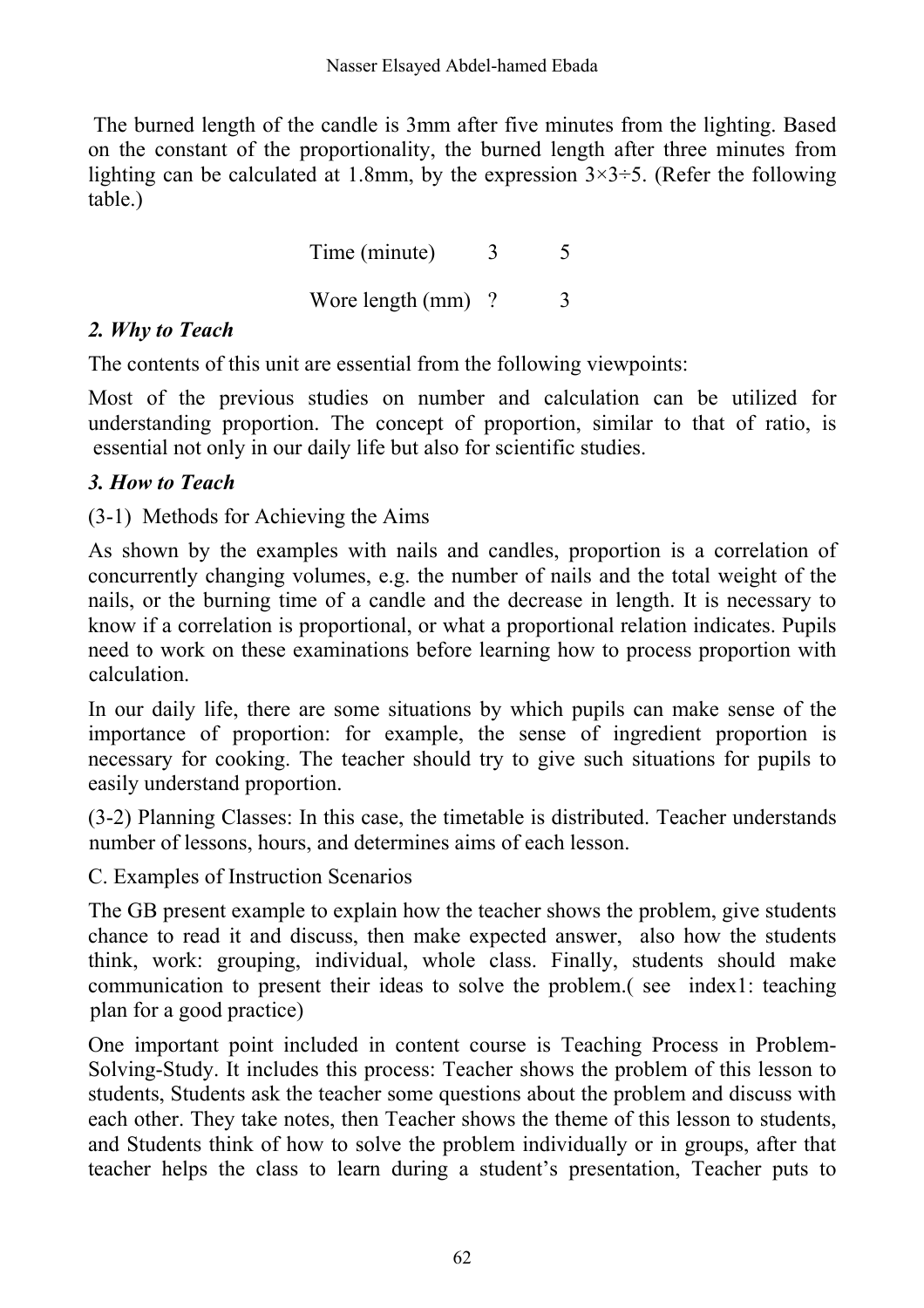The burned length of the candle is 3mm after five minutes from the lighting. Based on the constant of the proportionality, the burned length after three minutes from lighting can be calculated at 1.8mm, by the expression 3×3÷5. (Refer the following table.)

| Time (minute) | 3 | 5 |
|---|---|---|
| Wore length (mm) | ? | 3 |

### *2. Why to Teach*

The contents of this unit are essential from the following viewpoints:

Most of the previous studies on number and calculation can be utilized for understanding proportion. The concept of proportion, similar to that of ratio, is essential not only in our daily life but also for scientific studies.

### *3. How to Teach*

(3-1) Methods for Achieving the Aims

As shown by the examples with nails and candles, proportion is a correlation of concurrently changing volumes, e.g. the number of nails and the total weight of the nails, or the burning time of a candle and the decrease in length. It is necessary to know if a correlation is proportional, or what a proportional relation indicates. Pupils need to work on these examinations before learning how to process proportion with calculation.

In our daily life, there are some situations by which pupils can make sense of the importance of proportion: for example, the sense of ingredient proportion is necessary for cooking. The teacher should try to give such situations for pupils to easily understand proportion.

(3-2) Planning Classes: In this case, the timetable is distributed. Teacher understands number of lessons, hours, and determines aims of each lesson.

C. Examples of Instruction Scenarios

The GB present example to explain how the teacher shows the problem, give students chance to read it and discuss, then make expected answer, also how the students think, work: grouping, individual, whole class. Finally, students should make communication to present their ideas to solve the problem.( see index1: teaching plan for a good practice)

One important point included in content course is Teaching Process in Problem-Solving-Study. It includes this process: Teacher shows the problem of this lesson to students, Students ask the teacher some questions about the problem and discuss with each other. They take notes, then Teacher shows the theme of this lesson to students, and Students think of how to solve the problem individually or in groups, after that teacher helps the class to learn during a student's presentation, Teacher puts to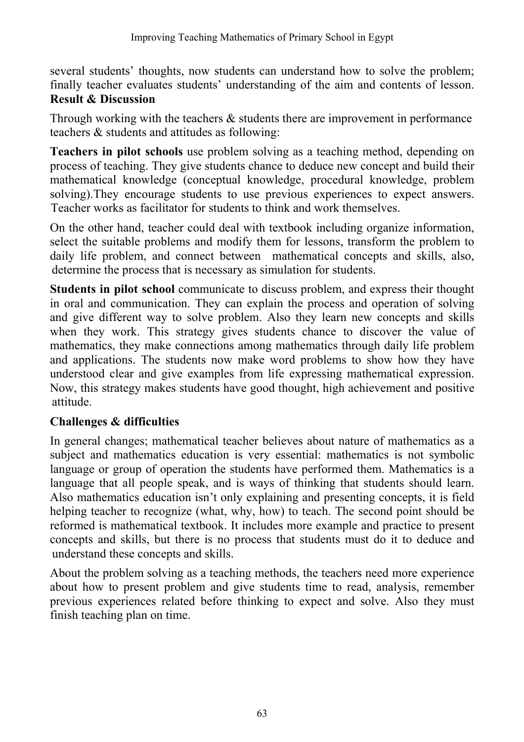several students' thoughts, now students can understand how to solve the problem; finally teacher evaluates students' understanding of the aim and contents of lesson.

**Result & Discussion**

Through working with the teachers & students there are improvement in performance teachers & students and attitudes as following:

**Teachers in pilot schools** use problem solving as a teaching method, depending on process of teaching. They give students chance to deduce new concept and build their mathematical knowledge (conceptual knowledge, procedural knowledge, problem solving).They encourage students to use previous experiences to expect answers. Teacher works as facilitator for students to think and work themselves.

On the other hand, teacher could deal with textbook including organize information, select the suitable problems and modify them for lessons, transform the problem to daily life problem, and connect between mathematical concepts and skills, also, determine the process that is necessary as simulation for students.

**Students in pilot school** communicate to discuss problem, and express their thought in oral and communication. They can explain the process and operation of solving and give different way to solve problem. Also they learn new concepts and skills when they work. This strategy gives students chance to discover the value of mathematics, they make connections among mathematics through daily life problem and applications. The students now make word problems to show how they have understood clear and give examples from life expressing mathematical expression. Now, this strategy makes students have good thought, high achievement and positive attitude.

**Challenges & difficulties**

In general changes; mathematical teacher believes about nature of mathematics as a subject and mathematics education is very essential: mathematics is not symbolic language or group of operation the students have performed them. Mathematics is a language that all people speak, and is ways of thinking that students should learn. Also mathematics education isn't only explaining and presenting concepts, it is field helping teacher to recognize (what, why, how) to teach. The second point should be reformed is mathematical textbook. It includes more example and practice to present concepts and skills, but there is no process that students must do it to deduce and understand these concepts and skills.

About the problem solving as a teaching methods, the teachers need more experience about how to present problem and give students time to read, analysis, remember previous experiences related before thinking to expect and solve. Also they must finish teaching plan on time.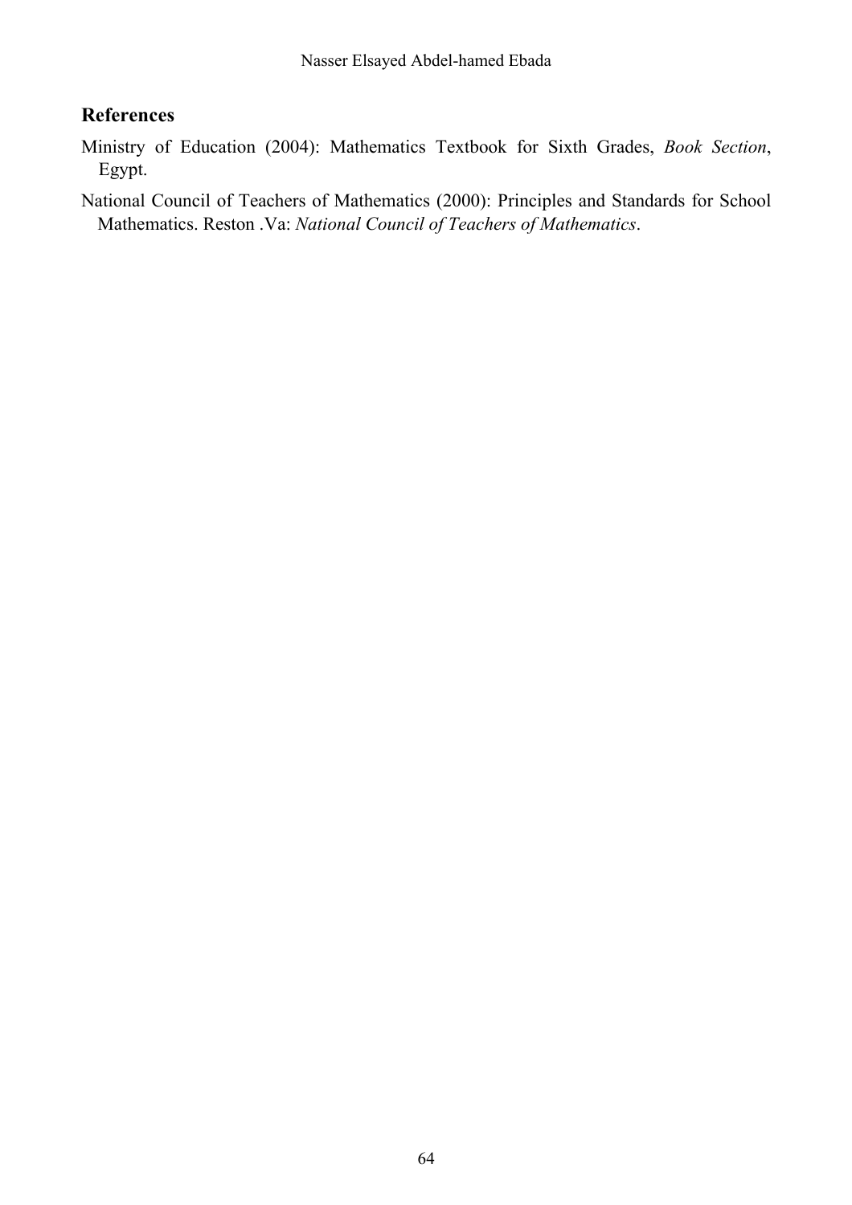## References

Ministry of Education (2004): Mathematics Textbook for Sixth Grades, *Book Section*, Egypt.

National Council of Teachers of Mathematics (2000): Principles and Standards for School Mathematics. Reston .Va: *National Council of Teachers of Mathematics*.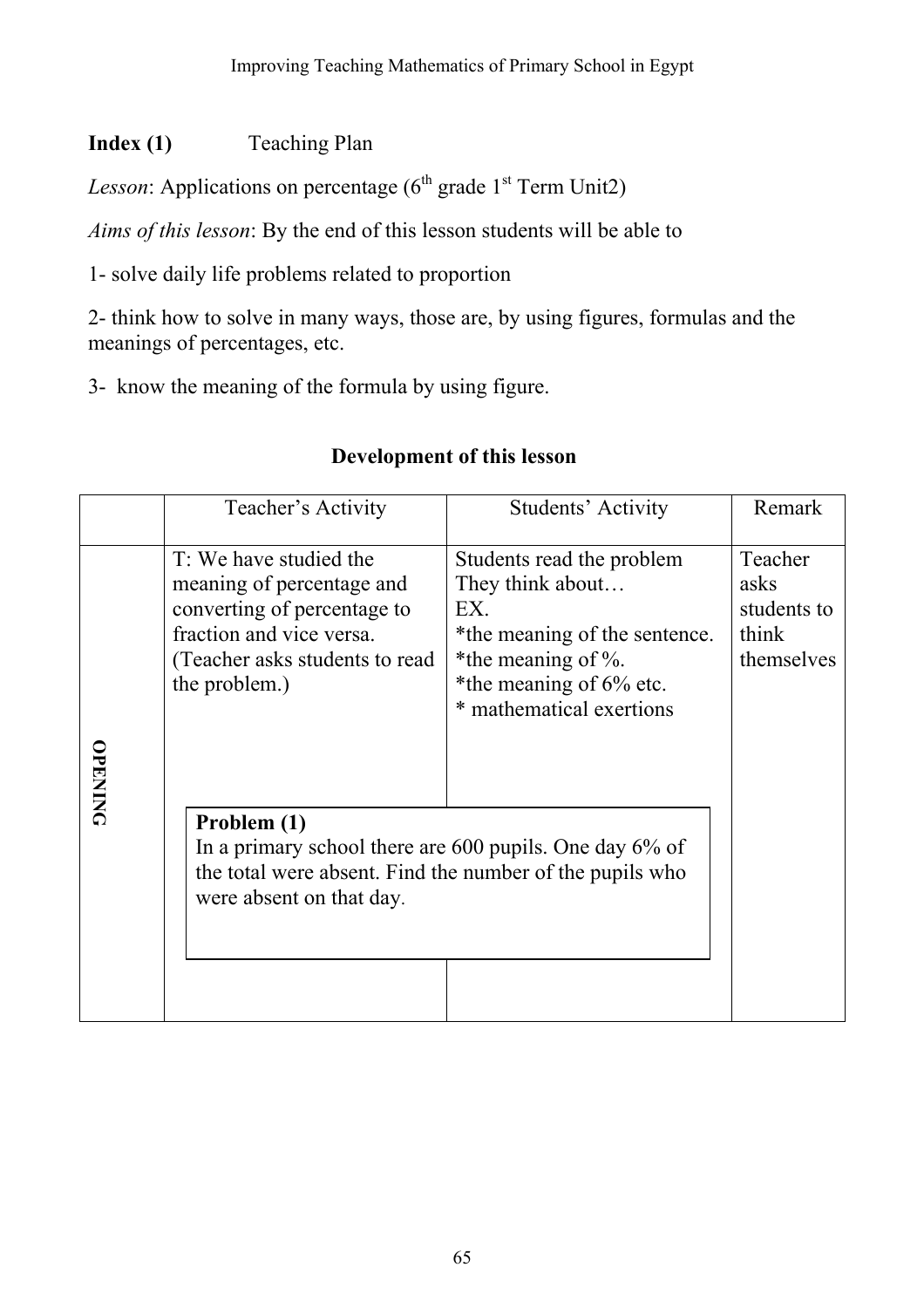**Index (1)** Teaching Plan

*Lesson*: Applications on percentage ($6^{th}$ grade $1^{st}$ Term Unit2)

*Aims of this lesson*: By the end of this lesson students will be able to

1- solve daily life problems related to proportion

2- think how to solve in many ways, those are, by using figures, formulas and the meanings of percentages, etc.

3- know the meaning of the formula by using figure.

**Development of this lesson**

| | Teacher's Activity | Students' Activity | Remark |
|---|---|---|---|
| **OPENING** | T: We have studied the meaning of percentage and converting of percentage to fraction and vice versa. (Teacher asks students to read the problem.)<br><br>**Problem (1)**<br>In a primary school there are 600 pupils. One day 6% of the total were absent. Find the number of the pupils who were absent on that day. | Students read the problem<br>They think about…<br>EX.<br>*the meaning of the sentence.<br>*the meaning of %.<br>*the meaning of 6% etc.<br>* mathematical exertions | Teacher asks students to think themselves |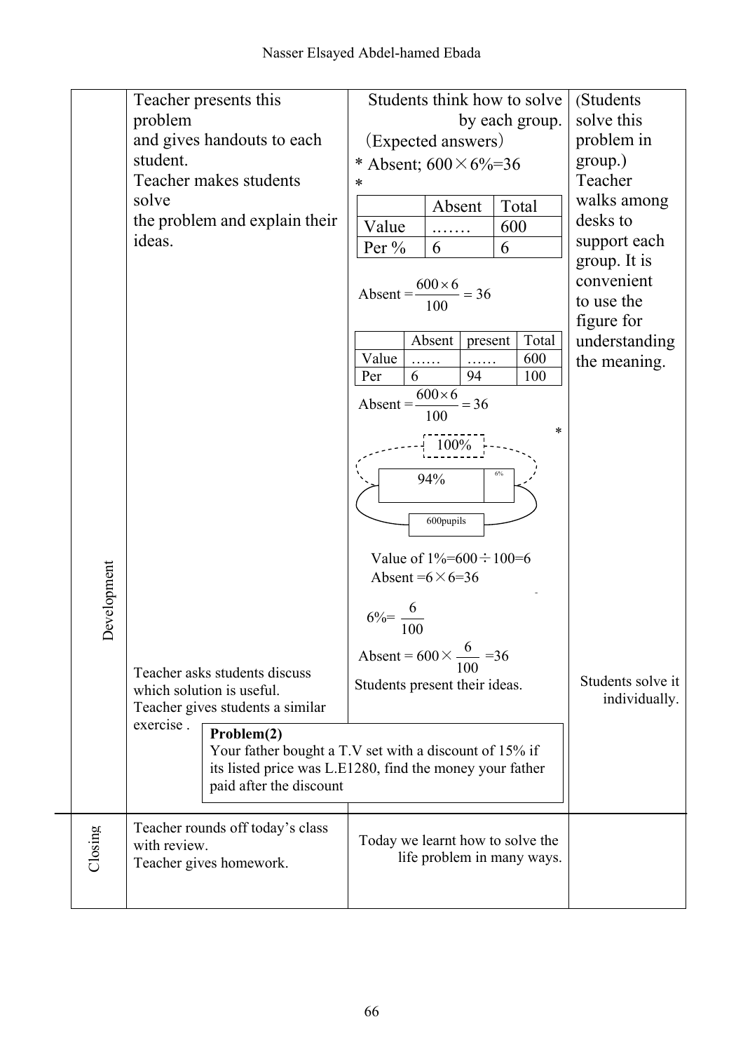| | | | |
|---|---|---|---|
| Development | Teacher presents this problem and gives handouts to each student. Teacher makes students solve the problem and explain their ideas. | Students think how to solve by each group. (Expected answers) | (Students solve this problem in group.) Teacher walks among desks to support each group. It is convenient to use the figure for understanding the meaning. |

Students think how to solve by each group.

(Expected answers)

* Absent; 600×6%=36

*

| | Absent | Total |
|---|---|---|
| Value | ....... | 600 |
| Per % | 6 | 6 |

$$\text{Absent} = \frac{600 \times 6}{100} = 36$$

| | Absent | present | Total |
|---|---|---|---|
| Value | ...... | ...... | 600 |
| Per | 6 | 94 | 100 |

$$\text{Absent} = \frac{600 \times 6}{100} = 36$$

*

100%

94%

6%

600pupils

Value of 1%=600÷100=6

Absent =6×6=36

$$6\% = \frac{6}{100}$$

$$\text{Absent} = 600 \times \frac{6}{100} = 36$$

Teacher asks students discuss which solution is useful.

Students present their ideas.

Teacher gives students a similar exercise .

Students solve it individually.

**Problem(2)**
Your father bought a T.V set with a discount of 15% if its listed price was L.E1280, find the money your father paid after the discount

| | | | |
|---|---|---|---|
| Closing | Teacher rounds off today's class with review. Teacher gives homework. | Today we learnt how to solve the life problem in many ways. | |